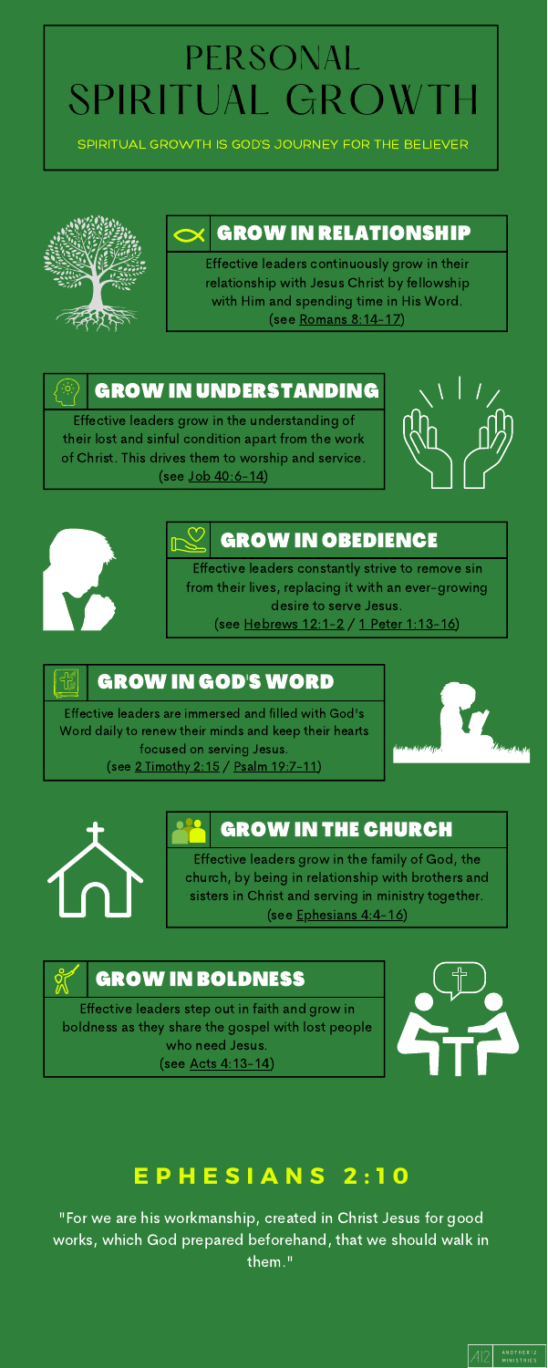# PERSONAL SPIRITUAL GROWTH

SPIRITUAL GROWTH IS GOD'S JOURNEY FOR THE BELIEVER

## GROW IN RELATIONSHIP

Effective leaders continuously grow in their relationship with Jesus Christ by fellowship with Him and spending time in His Word. (see Romans 8:14-17)

## GROW IN UNDERSTANDING

Effective leaders grow in the understanding of their lost and sinful condition apart from the work of Christ. This drives them to worship and service. (see Job 40:6-14)

## GROW IN OBEDIENCE

Effective leaders constantly strive to remove sin from their lives, replacing it with an ever-growing desire to serve Jesus. (see Hebrews 12:1-2 / 1 Peter 1:13-16)

## GROW IN GOD'S WORD

Effective leaders are immersed and filled with God's Word daily to renew their minds and keep their hearts focused on serving Jesus. (see 2 Timothy 2:15 / Psalm 19:7-11)

## GROW IN THE CHURCH

Effective leaders grow in the family of God, the church, by being in relationship with brothers and sisters in Christ and serving in ministry together. (see Ephesians 4:4-16)

## GROW IN BOLDNESS

Effective leaders step out in faith and grow in boldness as they share the gospel with lost people who need Jesus. (see Acts 4:13-14)

## EPHESIANS 2:10

"For we are his workmanship, created in Christ Jesus for good works, which God prepared beforehand, that we should walk in them."

A12 ANOTHER12 MINISTRIES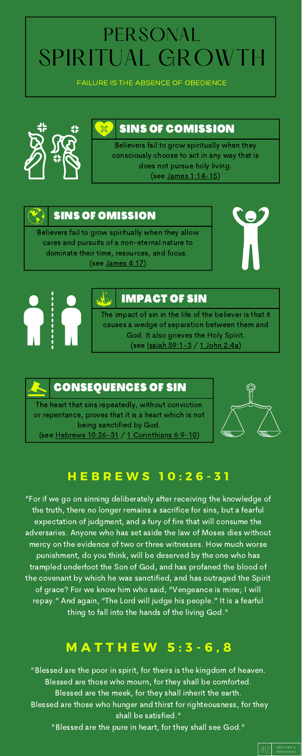# PERSONAL SPIRITUAL GROWTH

FAILURE IS THE ABSENCE OF OBEDIENCE

## SINS OF COMISSION

Believers fail to grow spiritually when they consciously choose to act in any way that is does not pursue holy living.
(see James 1:14-15)

## SINS OF OMISSION

Believers fail to grow spiritually when they allow cares and pursuits of a non-eternal nature to dominate their time, resources, and focus.
(see James 4:17)

## IMPACT OF SIN

The impact of sin in the life of the believer is that it causes a wedge of separation between them and God. It also grieves the Holy Spirit.
(see Isaiah 59:1-3 / 1 John 2:4a)

## CONSEQUENCES OF SIN

The heart that sins repeatedly, without conviction or repentance, proves that it is a heart which is not being sanctified by God.
(see Hebrews 10:26-31 / 1 Corinthians 6:9-10)

## HEBREWS 10:26-31

"For if we go on sinning deliberately after receiving the knowledge of the truth, there no longer remains a sacrifice for sins, but a fearful expectation of judgment, and a fury of fire that will consume the adversaries. Anyone who has set aside the law of Moses dies without mercy on the evidence of two or three witnesses. How much worse punishment, do you think, will be deserved by the one who has trampled underfoot the Son of God, and has profaned the blood of the covenant by which he was sanctified, and has outraged the Spirit of grace? For we know him who said, "Vengeance is mine; I will repay." And again, "The Lord will judge his people." It is a fearful thing to fall into the hands of the living God."

## MATTHEW 5:3-6,8

"Blessed are the poor in spirit, for theirs is the kingdom of heaven.
Blessed are those who mourn, for they shall be comforted.
Blessed are the meek, for they shall inherit the earth.
Blessed are those who hunger and thirst for righteousness, for they shall be satisfied."
"Blessed are the pure in heart, for they shall see God."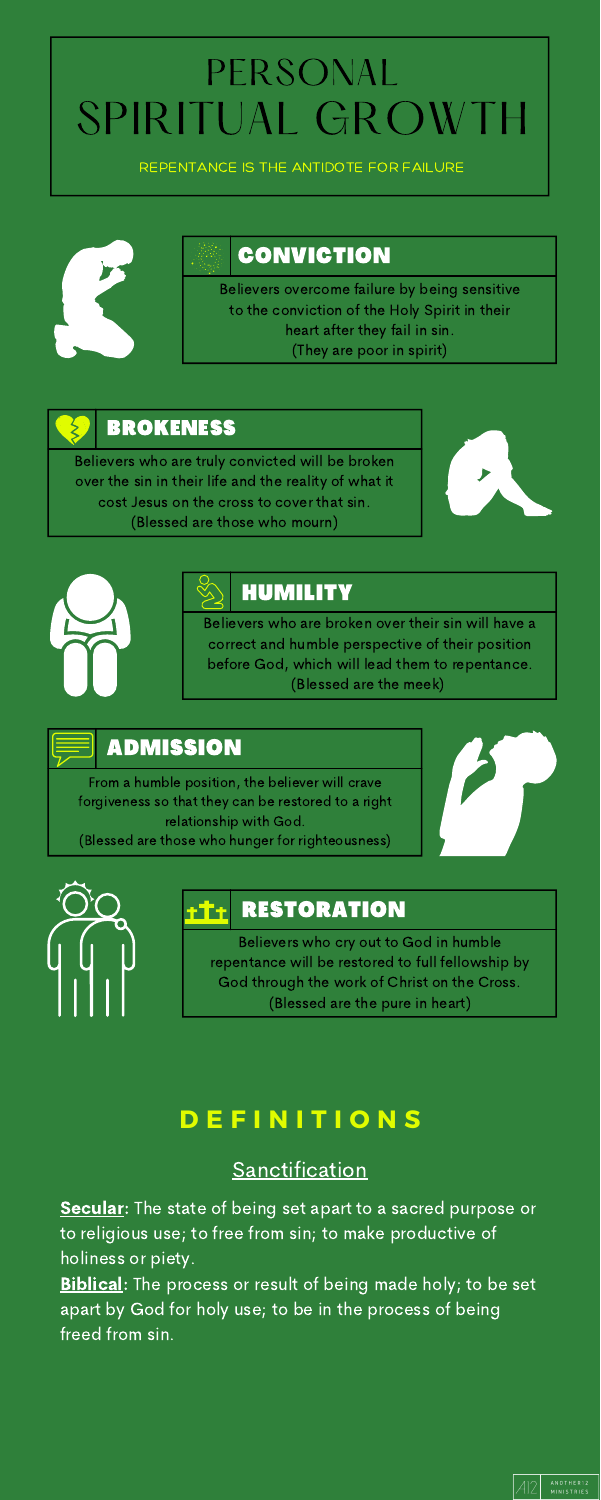# PERSONAL SPIRITUAL GROWTH

REPENTANCE IS THE ANTIDOTE FOR FAILURE

## CONVICTION

Believers overcome failure by being sensitive to the conviction of the Holy Spirit in their heart after they fail in sin.
(They are poor in spirit)

## BROKENESS

Believers who are truly convicted will be broken over the sin in their life and the reality of what it cost Jesus on the cross to cover that sin.
(Blessed are those who mourn)

## HUMILITY

Believers who are broken over their sin will have a correct and humble perspective of their position before God, which will lead them to repentance.
(Blessed are the meek)

## ADMISSION

From a humble position, the believer will crave forgiveness so that they can be restored to a right relationship with God.
(Blessed are those who hunger for righteousness)

## RESTORATION

Believers who cry out to God in humble repentance will be restored to full fellowship by God through the work of Christ on the Cross.
(Blessed are the pure in heart)

## DEFINITIONS

### Sanctification

**Secular**: The state of being set apart to a sacred purpose or to religious use; to free from sin; to make productive of holiness or piety.

**Biblical**: The process or result of being made holy; to be set apart by God for holy use; to be in the process of being freed from sin.